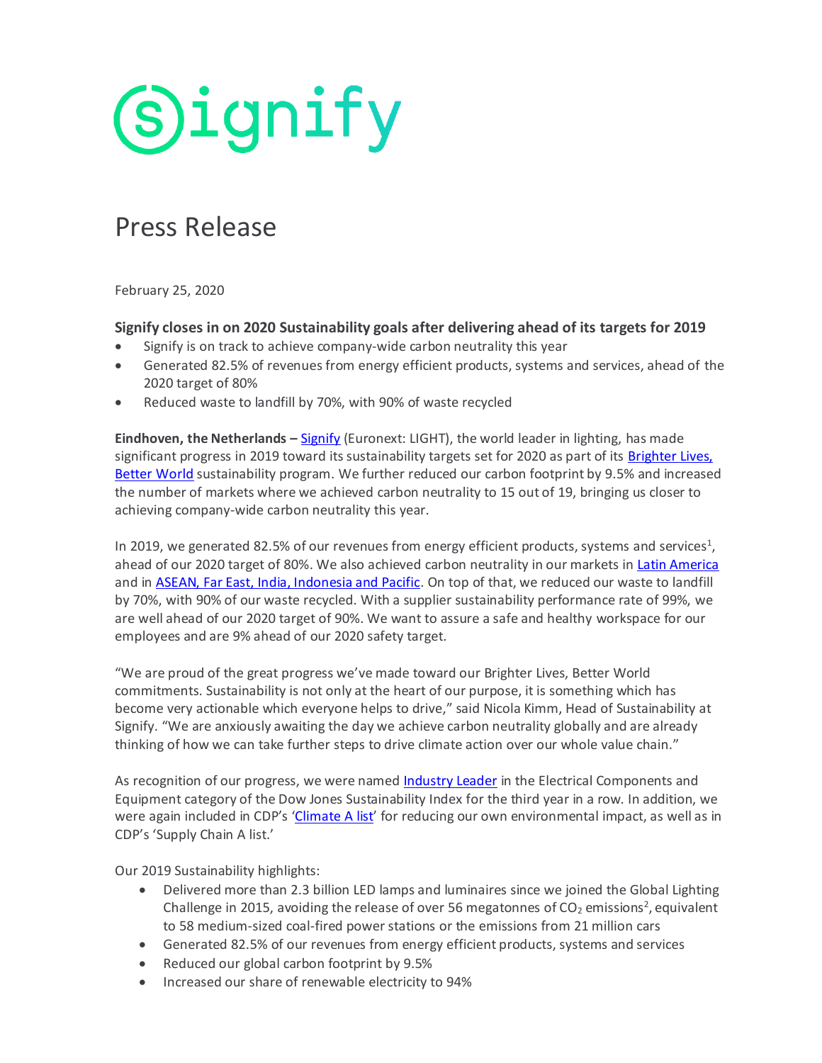signify

# Press Release

February 25, 2020

## Signify closes in on 2020 Sustainability goals after delivering ahead of its targets for 2019

- Signify is on track to achieve company-wide carbon neutrality this year
- Generated 82.5% of revenues from energy efficient products, systems and services, ahead of the 2020 target of 80%
- Reduced waste to landfill by 70%, with 90% of waste recycled

**Eindhoven, the Netherlands –** Signify (Euronext: LIGHT), the world leader in lighting, has made significant progress in 2019 toward its sustainability targets set for 2020 as part of its Brighter Lives, Better World sustainability program. We further reduced our carbon footprint by 9.5% and increased the number of markets where we achieved carbon neutrality to 15 out of 19, bringing us closer to achieving company-wide carbon neutrality this year.

In 2019, we generated 82.5% of our revenues from energy efficient products, systems and services[1], ahead of our 2020 target of 80%. We also achieved carbon neutrality in our markets in Latin America and in ASEAN, Far East, India, Indonesia and Pacific. On top of that, we reduced our waste to landfill by 70%, with 90% of our waste recycled. With a supplier sustainability performance rate of 99%, we are well ahead of our 2020 target of 90%. We want to assure a safe and healthy workspace for our employees and are 9% ahead of our 2020 safety target.

"We are proud of the great progress we've made toward our Brighter Lives, Better World commitments. Sustainability is not only at the heart of our purpose, it is something which has become very actionable which everyone helps to drive," said Nicola Kimm, Head of Sustainability at Signify. "We are anxiously awaiting the day we achieve carbon neutrality globally and are already thinking of how we can take further steps to drive climate action over our whole value chain."

As recognition of our progress, we were named Industry Leader in the Electrical Components and Equipment category of the Dow Jones Sustainability Index for the third year in a row. In addition, we were again included in CDP's 'Climate A list' for reducing our own environmental impact, as well as in CDP's 'Supply Chain A list.'

Our 2019 Sustainability highlights:

- Delivered more than 2.3 billion LED lamps and luminaires since we joined the Global Lighting Challenge in 2015, avoiding the release of over 56 megatonnes of $CO_2$ emissions[2], equivalent to 58 medium-sized coal-fired power stations or the emissions from 21 million cars
- Generated 82.5% of our revenues from energy efficient products, systems and services
- Reduced our global carbon footprint by 9.5%
- Increased our share of renewable electricity to 94%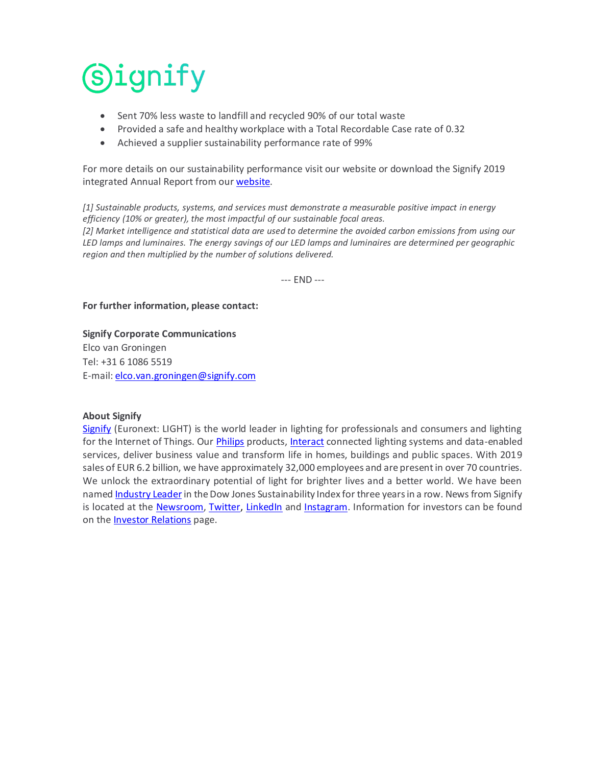- Sent 70% less waste to landfill and recycled 90% of our total waste
- Provided a safe and healthy workplace with a Total Recordable Case rate of 0.32
- Achieved a supplier sustainability performance rate of 99%

For more details on our sustainability performance visit our website or download the Signify 2019 integrated Annual Report from our website.

*[1] Sustainable products, systems, and services must demonstrate a measurable positive impact in energy efficiency (10% or greater), the most impactful of our sustainable focal areas.*
*[2] Market intelligence and statistical data are used to determine the avoided carbon emissions from using our LED lamps and luminaires. The energy savings of our LED lamps and luminaires are determined per geographic region and then multiplied by the number of solutions delivered.*

--- END ---

**For further information, please contact:**

**Signify Corporate Communications**
Elco van Groningen
Tel: +31 6 1086 5519
E-mail: elco.van.groningen@signify.com

**About Signify**
Signify (Euronext: LIGHT) is the world leader in lighting for professionals and consumers and lighting for the Internet of Things. Our Philips products, Interact connected lighting systems and data-enabled services, deliver business value and transform life in homes, buildings and public spaces. With 2019 sales of EUR 6.2 billion, we have approximately 32,000 employees and are present in over 70 countries. We unlock the extraordinary potential of light for brighter lives and a better world. We have been named Industry Leader in the Dow Jones Sustainability Index for three years in a row. News from Signify is located at the Newsroom, Twitter, LinkedIn and Instagram. Information for investors can be found on the Investor Relations page.